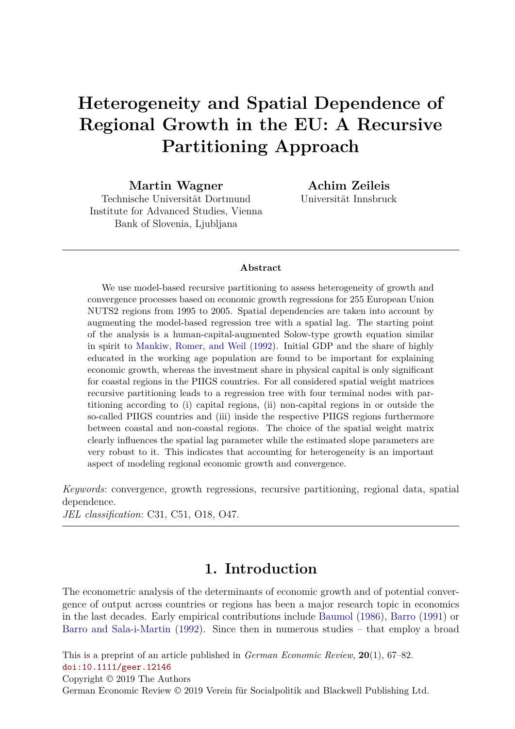# Heterogeneity and Spatial Dependence of Regional Growth in the EU: A Recursive Partitioning Approach

**Martin Wagner**
Technische Universität Dortmund
Institute for Advanced Studies, Vienna
Bank of Slovenia, Ljubljana

**Achim Zeileis**
Universität Innsbruck

---

**Abstract**

We use model-based recursive partitioning to assess heterogeneity of growth and convergence processes based on economic growth regressions for 255 European Union NUTS2 regions from 1995 to 2005. Spatial dependencies are taken into account by augmenting the model-based regression tree with a spatial lag. The starting point of the analysis is a human-capital-augmented Solow-type growth equation similar in spirit to Mankiw, Romer, and Weil (1992). Initial GDP and the share of highly educated in the working age population are found to be important for explaining economic growth, whereas the investment share in physical capital is only significant for coastal regions in the PIIGS countries. For all considered spatial weight matrices recursive partitioning leads to a regression tree with four terminal nodes with partitioning according to (i) capital regions, (ii) non-capital regions in or outside the so-called PIIGS countries and (iii) inside the respective PIIGS regions furthermore between coastal and non-coastal regions. The choice of the spatial weight matrix clearly influences the spatial lag parameter while the estimated slope parameters are very robust to it. This indicates that accounting for heterogeneity is an important aspect of modeling regional economic growth and convergence.

*Keywords*: convergence, growth regressions, recursive partitioning, regional data, spatial dependence.
*JEL classification*: C31, C51, O18, O47.

---

## 1. Introduction

The econometric analysis of the determinants of economic growth and of potential convergence of output across countries or regions has been a major research topic in economics in the last decades. Early empirical contributions include Baumol (1986), Barro (1991) or Barro and Sala-i-Martin (1992). Since then in numerous studies – that employ a broad

This is a preprint of an article published in *German Economic Review*, **20**(1), 67–82.
doi:10.1111/geer.12146
Copyright © 2019 The Authors
German Economic Review © 2019 Verein für Socialpolitik and Blackwell Publishing Ltd.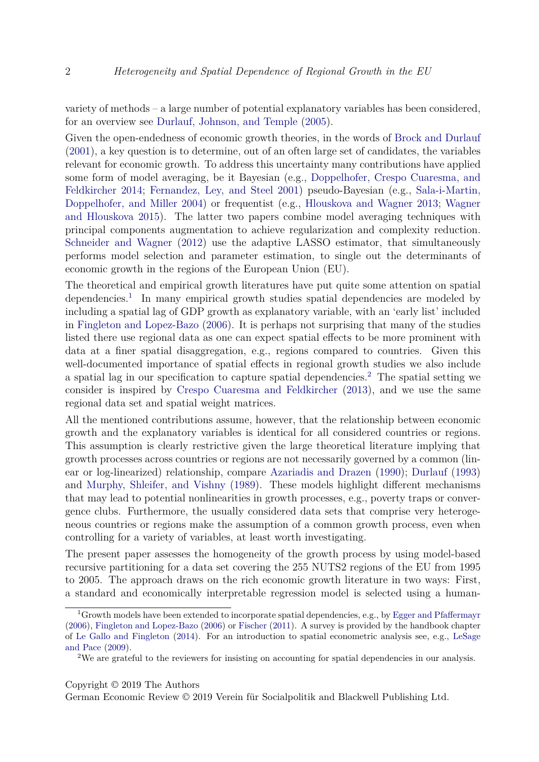variety of methods – a large number of potential explanatory variables has been considered, for an overview see Durlauf, Johnson, and Temple (2005).

Given the open-endedness of economic growth theories, in the words of Brock and Durlauf (2001), a key question is to determine, out of an often large set of candidates, the variables relevant for economic growth. To address this uncertainty many contributions have applied some form of model averaging, be it Bayesian (e.g., Doppelhofer, Crespo Cuaresma, and Feldkircher 2014; Fernandez, Ley, and Steel 2001) pseudo-Bayesian (e.g., Sala-i-Martin, Doppelhofer, and Miller 2004) or frequentist (e.g., Hlouskova and Wagner 2013; Wagner and Hlouskova 2015). The latter two papers combine model averaging techniques with principal components augmentation to achieve regularization and complexity reduction. Schneider and Wagner (2012) use the adaptive LASSO estimator, that simultaneously performs model selection and parameter estimation, to single out the determinants of economic growth in the regions of the European Union (EU).

The theoretical and empirical growth literatures have put quite some attention on spatial dependencies.[1] In many empirical growth studies spatial dependencies are modeled by including a spatial lag of GDP growth as explanatory variable, with an 'early list' included in Fingleton and Lopez-Bazo (2006). It is perhaps not surprising that many of the studies listed there use regional data as one can expect spatial effects to be more prominent with data at a finer spatial disaggregation, e.g., regions compared to countries. Given this well-documented importance of spatial effects in regional growth studies we also include a spatial lag in our specification to capture spatial dependencies.[2] The spatial setting we consider is inspired by Crespo Cuaresma and Feldkircher (2013), and we use the same regional data set and spatial weight matrices.

All the mentioned contributions assume, however, that the relationship between economic growth and the explanatory variables is identical for all considered countries or regions. This assumption is clearly restrictive given the large theoretical literature implying that growth processes across countries or regions are not necessarily governed by a common (linear or log-linearized) relationship, compare Azariadis and Drazen (1990); Durlauf (1993) and Murphy, Shleifer, and Vishny (1989). These models highlight different mechanisms that may lead to potential nonlinearities in growth processes, e.g., poverty traps or convergence clubs. Furthermore, the usually considered data sets that comprise very heterogeneous countries or regions make the assumption of a common growth process, even when controlling for a variety of variables, at least worth investigating.

The present paper assesses the homogeneity of the growth process by using model-based recursive partitioning for a data set covering the 255 NUTS2 regions of the EU from 1995 to 2005. The approach draws on the rich economic growth literature in two ways: First, a standard and economically interpretable regression model is selected using a human-

[1] Growth models have been extended to incorporate spatial dependencies, e.g., by Egger and Pfaffermayr (2006), Fingleton and Lopez-Bazo (2006) or Fischer (2011). A survey is provided by the handbook chapter of Le Gallo and Fingleton (2014). For an introduction to spatial econometric analysis see, e.g., LeSage and Pace (2009).

[2] We are grateful to the reviewers for insisting on accounting for spatial dependencies in our analysis.

Copyright © 2019 The Authors
German Economic Review © 2019 Verein für Socialpolitik and Blackwell Publishing Ltd.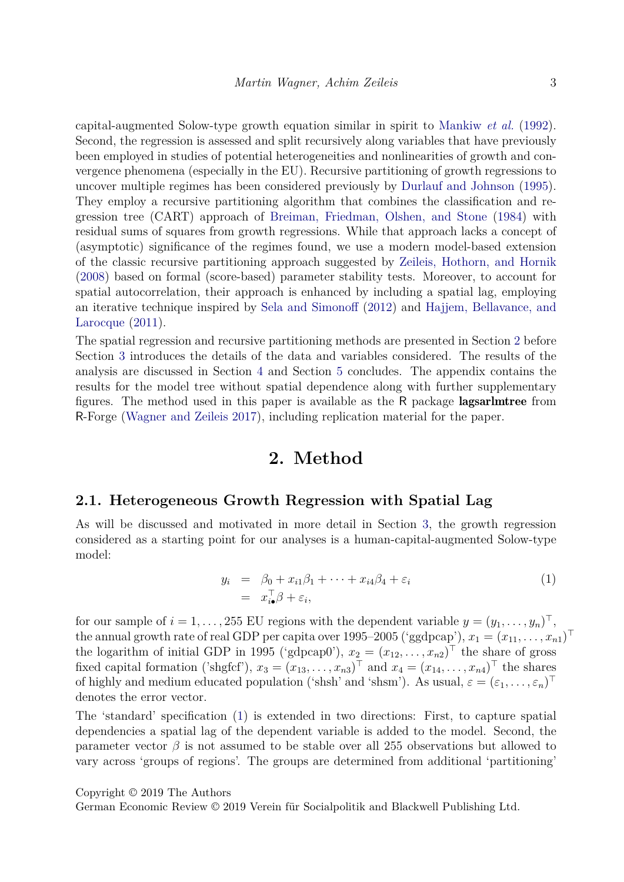capital-augmented Solow-type growth equation similar in spirit to Mankiw *et al.* (1992). Second, the regression is assessed and split recursively along variables that have previously been employed in studies of potential heterogeneities and nonlinearities of growth and convergence phenomena (especially in the EU). Recursive partitioning of growth regressions to uncover multiple regimes has been considered previously by Durlauf and Johnson (1995). They employ a recursive partitioning algorithm that combines the classification and regression tree (CART) approach of Breiman, Friedman, Olshen, and Stone (1984) with residual sums of squares from growth regressions. While that approach lacks a concept of (asymptotic) significance of the regimes found, we use a modern model-based extension of the classic recursive partitioning approach suggested by Zeileis, Hothorn, and Hornik (2008) based on formal (score-based) parameter stability tests. Moreover, to account for spatial autocorrelation, their approach is enhanced by including a spatial lag, employing an iterative technique inspired by Sela and Simonoff (2012) and Hajjem, Bellavance, and Larocque (2011).

The spatial regression and recursive partitioning methods are presented in Section 2 before Section 3 introduces the details of the data and variables considered. The results of the analysis are discussed in Section 4 and Section 5 concludes. The appendix contains the results for the model tree without spatial dependence along with further supplementary figures. The method used in this paper is available as the R package **lagsarlmtree** from R-Forge (Wagner and Zeileis 2017), including replication material for the paper.

# 2. Method

## 2.1. Heterogeneous Growth Regression with Spatial Lag

As will be discussed and motivated in more detail in Section 3, the growth regression considered as a starting point for our analyses is a human-capital-augmented Solow-type model:

$$
\begin{aligned}
y_i &= \beta_0 + x_{i1}\beta_1 + \cdots + x_{i4}\beta_4 + \varepsilon_i \\
&= x_{i\bullet}^\top \beta + \varepsilon_i,
\end{aligned} \tag{1}
$$

for our sample of $i = 1, \ldots, 255$ EU regions with the dependent variable $y = (y_1, \ldots, y_n)^\top$, the annual growth rate of real GDP per capita over 1995–2005 ('ggdpcap'), $x_1 = (x_{11}, \ldots, x_{n1})^\top$ the logarithm of initial GDP in 1995 ('gdpcap0'), $x_2 = (x_{12}, \ldots, x_{n2})^\top$ the share of gross fixed capital formation ('shgfcf'), $x_3 = (x_{13}, \ldots, x_{n3})^\top$ and $x_4 = (x_{14}, \ldots, x_{n4})^\top$ the shares of highly and medium educated population ('shsh' and 'shsm'). As usual, $\varepsilon = (\varepsilon_1, \ldots, \varepsilon_n)^\top$ denotes the error vector.

The 'standard' specification (1) is extended in two directions: First, to capture spatial dependencies a spatial lag of the dependent variable is added to the model. Second, the parameter vector $\beta$ is not assumed to be stable over all 255 observations but allowed to vary across 'groups of regions'. The groups are determined from additional 'partitioning'

Copyright © 2019 The Authors
German Economic Review © 2019 Verein für Socialpolitik and Blackwell Publishing Ltd.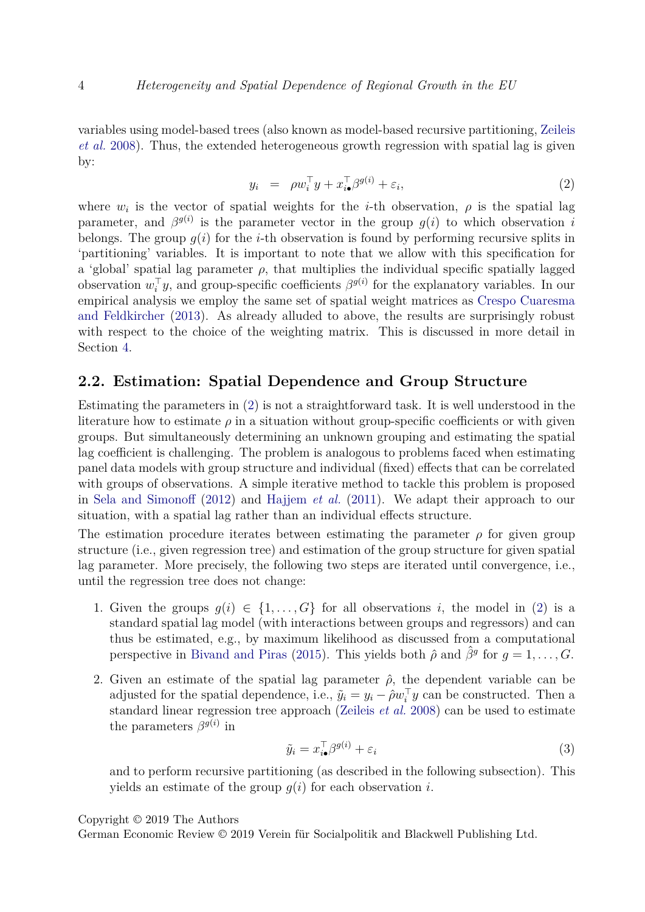variables using model-based trees (also known as model-based recursive partitioning, Zeileis *et al.* 2008). Thus, the extended heterogeneous growth regression with spatial lag is given by:

$$y_i \quad = \quad \rho w_i^\top y + x_{i\bullet}^\top \beta^{g(i)} + \varepsilon_i, \tag{2}$$

where $w_i$ is the vector of spatial weights for the $i$-th observation, $\rho$ is the spatial lag parameter, and $\beta^{g(i)}$ is the parameter vector in the group $g(i)$ to which observation $i$ belongs. The group $g(i)$ for the $i$-th observation is found by performing recursive splits in 'partitioning' variables. It is important to note that we allow with this specification for a 'global' spatial lag parameter $\rho$, that multiplies the individual specific spatially lagged observation $w_i^\top y$, and group-specific coefficients $\beta^{g(i)}$ for the explanatory variables. In our empirical analysis we employ the same set of spatial weight matrices as Crespo Cuaresma and Feldkircher (2013). As already alluded to above, the results are surprisingly robust with respect to the choice of the weighting matrix. This is discussed in more detail in Section 4.

## 2.2. Estimation: Spatial Dependence and Group Structure

Estimating the parameters in (2) is not a straightforward task. It is well understood in the literature how to estimate $\rho$ in a situation without group-specific coefficients or with given groups. But simultaneously determining an unknown grouping and estimating the spatial lag coefficient is challenging. The problem is analogous to problems faced when estimating panel data models with group structure and individual (fixed) effects that can be correlated with groups of observations. A simple iterative method to tackle this problem is proposed in Sela and Simonoff (2012) and Hajjem *et al.* (2011). We adapt their approach to our situation, with a spatial lag rather than an individual effects structure.

The estimation procedure iterates between estimating the parameter $\rho$ for given group structure (i.e., given regression tree) and estimation of the group structure for given spatial lag parameter. More precisely, the following two steps are iterated until convergence, i.e., until the regression tree does not change:

1. Given the groups $g(i) \in \{1, \ldots, G\}$ for all observations $i$, the model in (2) is a standard spatial lag model (with interactions between groups and regressors) and can thus be estimated, e.g., by maximum likelihood as discussed from a computational perspective in Bivand and Piras (2015). This yields both $\hat{\rho}$ and $\hat{\beta}^g$ for $g = 1, \ldots, G$.

2. Given an estimate of the spatial lag parameter $\hat{\rho}$, the dependent variable can be adjusted for the spatial dependence, i.e., $\tilde{y}_i = y_i - \hat{\rho} w_i^\top y$ can be constructed. Then a standard linear regression tree approach (Zeileis *et al.* 2008) can be used to estimate the parameters $\beta^{g(i)}$ in

$$\tilde{y}_i = x_{i\bullet}^\top \beta^{g(i)} + \varepsilon_i \tag{3}$$

and to perform recursive partitioning (as described in the following subsection). This yields an estimate of the group $g(i)$ for each observation $i$.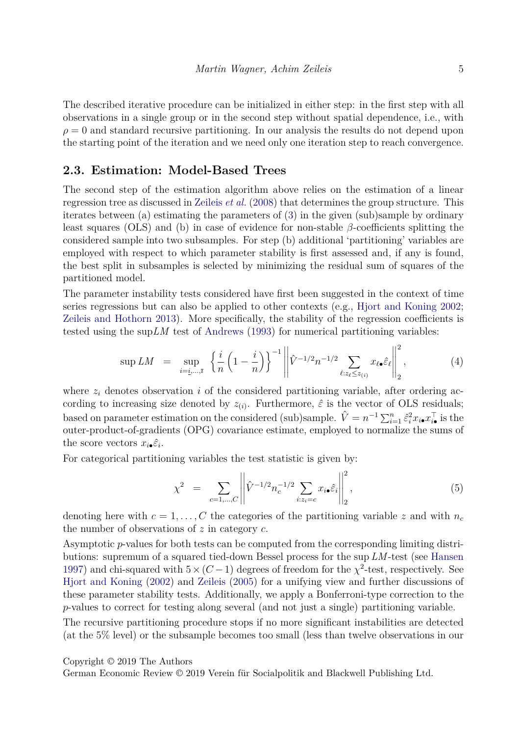The described iterative procedure can be initialized in either step: in the first step with all observations in a single group or in the second step without spatial dependence, i.e., with $\rho = 0$ and standard recursive partitioning. In our analysis the results do not depend upon the starting point of the iteration and we need only one iteration step to reach convergence.

## 2.3. Estimation: Model-Based Trees

The second step of the estimation algorithm above relies on the estimation of a linear regression tree as discussed in Zeileis *et al.* (2008) that determines the group structure. This iterates between (a) estimating the parameters of (3) in the given (sub)sample by ordinary least squares (OLS) and (b) in case of evidence for non-stable $\beta$-coefficients splitting the considered sample into two subsamples. For step (b) additional 'partitioning' variables are employed with respect to which parameter stability is first assessed and, if any is found, the best split in subsamples is selected by minimizing the residual sum of squares of the partitioned model.

The parameter instability tests considered have first been suggested in the context of time series regressions but can also be applied to other contexts (e.g., Hjort and Koning 2002; Zeileis and Hothorn 2013). More specifically, the stability of the regression coefficients is tested using the sup$LM$ test of Andrews (1993) for numerical partitioning variables:

$$\sup LM \quad = \quad \sup_{i=\underline{i},\dots,\overline{\imath}} \left\{ \frac{i}{n} \left( 1 - \frac{i}{n} \right) \right\}^{-1} \left\| \hat{V}^{-1/2} n^{-1/2} \sum_{\ell : z_\ell \leq z_{(i)}} x_{\ell\bullet} \hat{\varepsilon}_\ell \right\|_2^2, \tag{4}$$

where $z_i$ denotes observation $i$ of the considered partitioning variable, after ordering according to increasing size denoted by $z_{(i)}$. Furthermore, $\hat{\varepsilon}$ is the vector of OLS residuals; based on parameter estimation on the considered (sub)sample. $\hat{V} = n^{-1} \sum_{i=1}^n \hat{\varepsilon}_i^2 x_{i\bullet} x_{i\bullet}^\top$ is the outer-product-of-gradients (OPG) covariance estimate, employed to normalize the sums of the score vectors $x_{i\bullet} \hat{\varepsilon}_i$.

For categorical partitioning variables the test statistic is given by:

$$\chi^2 \quad = \quad \sum_{c=1,\dots,C} \left\| \hat{V}^{-1/2} n_c^{-1/2} \sum_{i : z_i = c} x_{i\bullet} \hat{\varepsilon}_i \right\|_2^2, \tag{5}$$

denoting here with $c = 1, \dots, C$ the categories of the partitioning variable $z$ and with $n_c$ the number of observations of $z$ in category $c$.

Asymptotic $p$-values for both tests can be computed from the corresponding limiting distributions: supremum of a squared tied-down Bessel process for the sup $LM$-test (see Hansen 1997) and chi-squared with $5 \times (C-1)$ degrees of freedom for the $\chi^2$-test, respectively. See Hjort and Koning (2002) and Zeileis (2005) for a unifying view and further discussions of these parameter stability tests. Additionally, we apply a Bonferroni-type correction to the $p$-values to correct for testing along several (and not just a single) partitioning variable.

The recursive partitioning procedure stops if no more significant instabilities are detected (at the 5% level) or the subsample becomes too small (less than twelve observations in our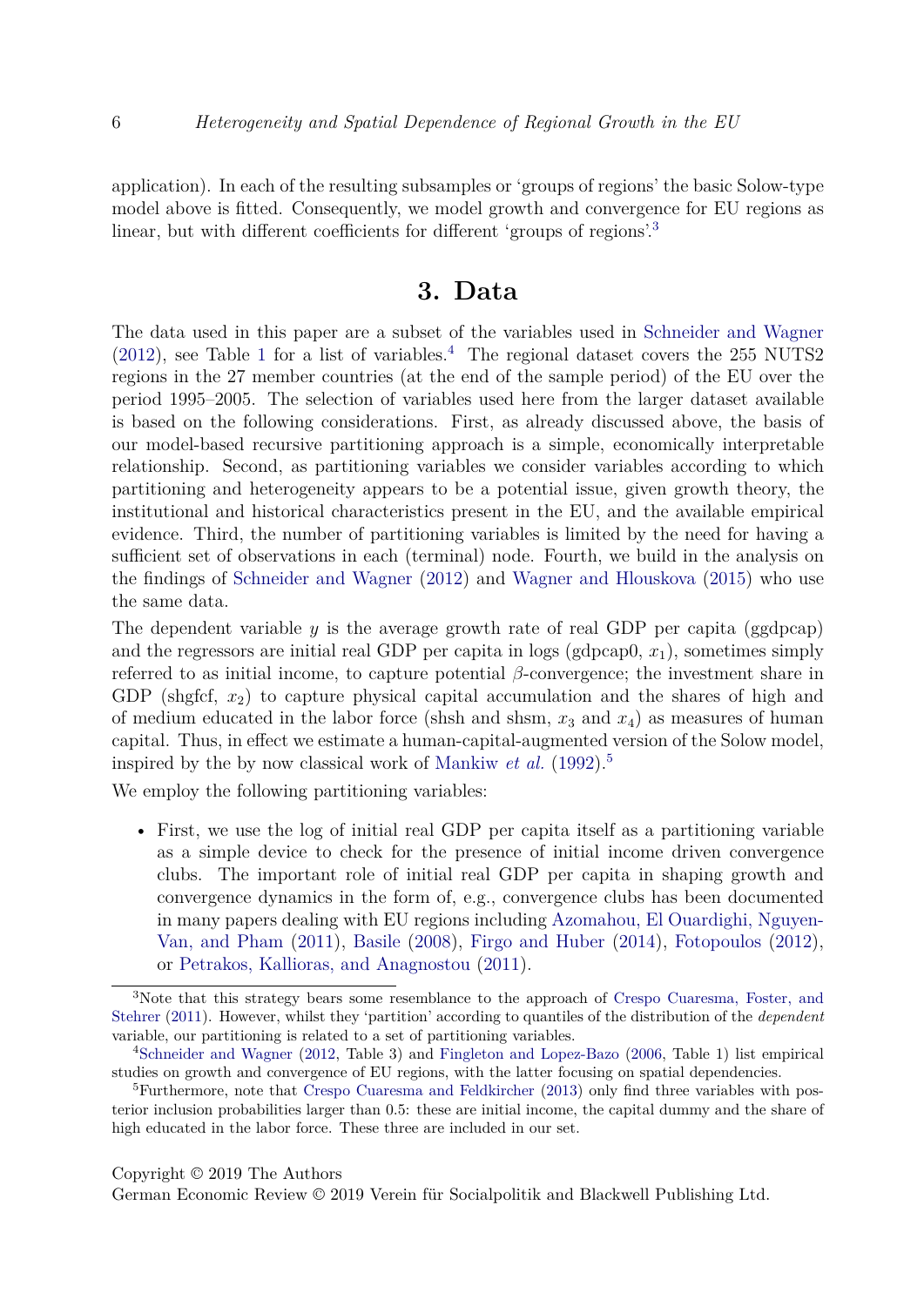application). In each of the resulting subsamples or 'groups of regions' the basic Solow-type model above is fitted. Consequently, we model growth and convergence for EU regions as linear, but with different coefficients for different 'groups of regions'.[3]

# 3. Data

The data used in this paper are a subset of the variables used in Schneider and Wagner (2012), see Table 1 for a list of variables.[4] The regional dataset covers the 255 NUTS2 regions in the 27 member countries (at the end of the sample period) of the EU over the period 1995–2005. The selection of variables used here from the larger dataset available is based on the following considerations. First, as already discussed above, the basis of our model-based recursive partitioning approach is a simple, economically interpretable relationship. Second, as partitioning variables we consider variables according to which partitioning and heterogeneity appears to be a potential issue, given growth theory, the institutional and historical characteristics present in the EU, and the available empirical evidence. Third, the number of partitioning variables is limited by the need for having a sufficient set of observations in each (terminal) node. Fourth, we build in the analysis on the findings of Schneider and Wagner (2012) and Wagner and Hlouskova (2015) who use the same data.

The dependent variable $y$ is the average growth rate of real GDP per capita (ggdpcap) and the regressors are initial real GDP per capita in logs (gdpcap0, $x_1$), sometimes simply referred to as initial income, to capture potential $\beta$-convergence; the investment share in GDP (shgfcf, $x_2$) to capture physical capital accumulation and the shares of high and of medium educated in the labor force (shsh and shsm, $x_3$ and $x_4$) as measures of human capital. Thus, in effect we estimate a human-capital-augmented version of the Solow model, inspired by the by now classical work of Mankiw *et al.* (1992).[5]

We employ the following partitioning variables:

- First, we use the log of initial real GDP per capita itself as a partitioning variable as a simple device to check for the presence of initial income driven convergence clubs. The important role of initial real GDP per capita in shaping growth and convergence dynamics in the form of, e.g., convergence clubs has been documented in many papers dealing with EU regions including Azomahou, El Ouardighi, Nguyen-Van, and Pham (2011), Basile (2008), Firgo and Huber (2014), Fotopoulos (2012), or Petrakos, Kallioras, and Anagnostou (2011).

---

[3] Note that this strategy bears some resemblance to the approach of Crespo Cuaresma, Foster, and Stehrer (2011). However, whilst they 'partition' according to quantiles of the distribution of the *dependent* variable, our partitioning is related to a set of partitioning variables.

[4] Schneider and Wagner (2012, Table 3) and Fingleton and Lopez-Bazo (2006, Table 1) list empirical studies on growth and convergence of EU regions, with the latter focusing on spatial dependencies.

[5] Furthermore, note that Crespo Cuaresma and Feldkircher (2013) only find three variables with posterior inclusion probabilities larger than 0.5: these are initial income, the capital dummy and the share of high educated in the labor force. These three are included in our set.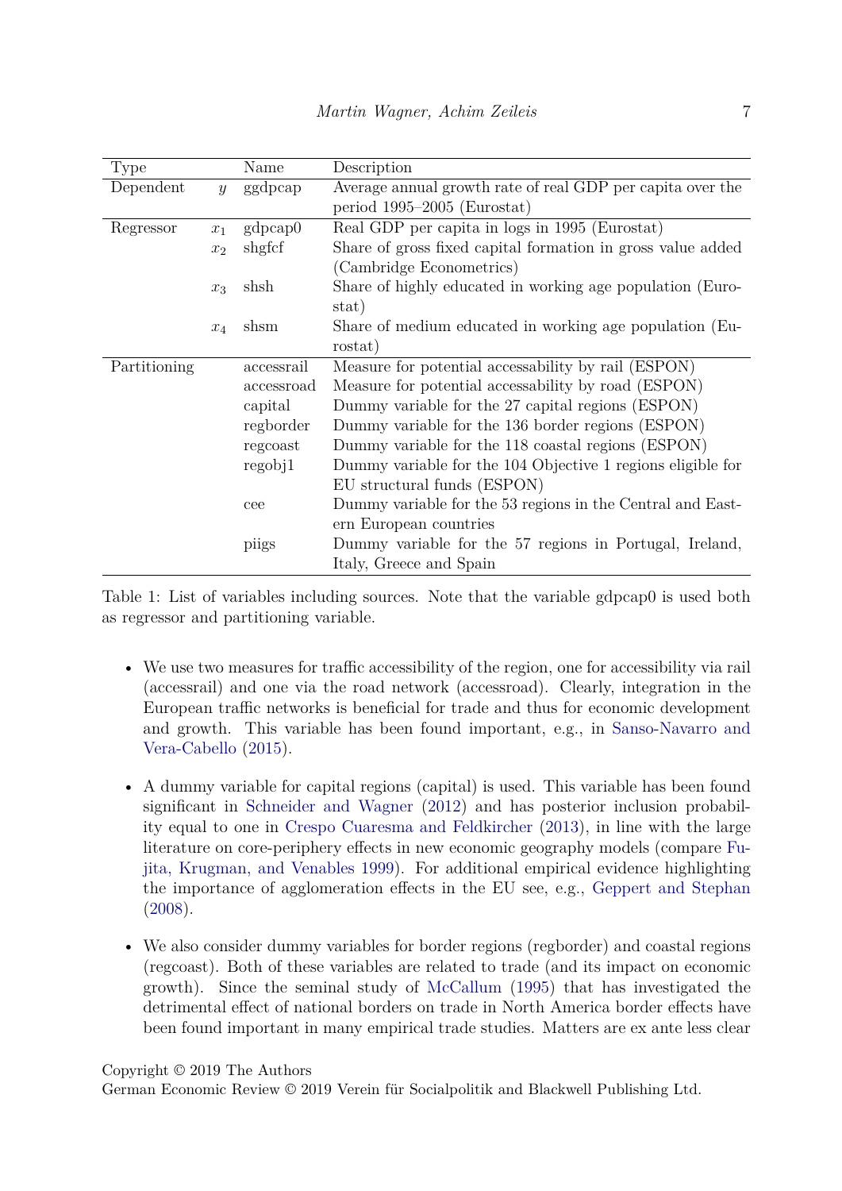| Type | | Name | Description |
|---|---|---|---|
| Dependent | $y$ | ggdpcap | Average annual growth rate of real GDP per capita over the period 1995–2005 (Eurostat) |
| Regressor | $x_1$ | gdpcap0 | Real GDP per capita in logs in 1995 (Eurostat) |
| | $x_2$ | shgfcf | Share of gross fixed capital formation in gross value added (Cambridge Econometrics) |
| | $x_3$ | shsh | Share of highly educated in working age population (Eurostat) |
| | $x_4$ | shsm | Share of medium educated in working age population (Eurostat) |
| Partitioning | | accessrail | Measure for potential accessability by rail (ESPON) |
| | | accessroad | Measure for potential accessability by road (ESPON) |
| | | capital | Dummy variable for the 27 capital regions (ESPON) |
| | | regborder | Dummy variable for the 136 border regions (ESPON) |
| | | regcoast | Dummy variable for the 118 coastal regions (ESPON) |
| | | regobj1 | Dummy variable for the 104 Objective 1 regions eligible for EU structural funds (ESPON) |
| | | cee | Dummy variable for the 53 regions in the Central and Eastern European countries |
| | | piigs | Dummy variable for the 57 regions in Portugal, Ireland, Italy, Greece and Spain |

Table 1: List of variables including sources. Note that the variable gdpcap0 is used both as regressor and partitioning variable.

- We use two measures for traffic accessibility of the region, one for accessibility via rail (accessrail) and one via the road network (accessroad). Clearly, integration in the European traffic networks is beneficial for trade and thus for economic development and growth. This variable has been found important, e.g., in Sanso-Navarro and Vera-Cabello (2015).

- A dummy variable for capital regions (capital) is used. This variable has been found significant in Schneider and Wagner (2012) and has posterior inclusion probability equal to one in Crespo Cuaresma and Feldkircher (2013), in line with the large literature on core-periphery effects in new economic geography models (compare Fujita, Krugman, and Venables 1999). For additional empirical evidence highlighting the importance of agglomeration effects in the EU see, e.g., Geppert and Stephan (2008).

- We also consider dummy variables for border regions (regborder) and coastal regions (regcoast). Both of these variables are related to trade (and its impact on economic growth). Since the seminal study of McCallum (1995) that has investigated the detrimental effect of national borders on trade in North America border effects have been found important in many empirical trade studies. Matters are ex ante less clear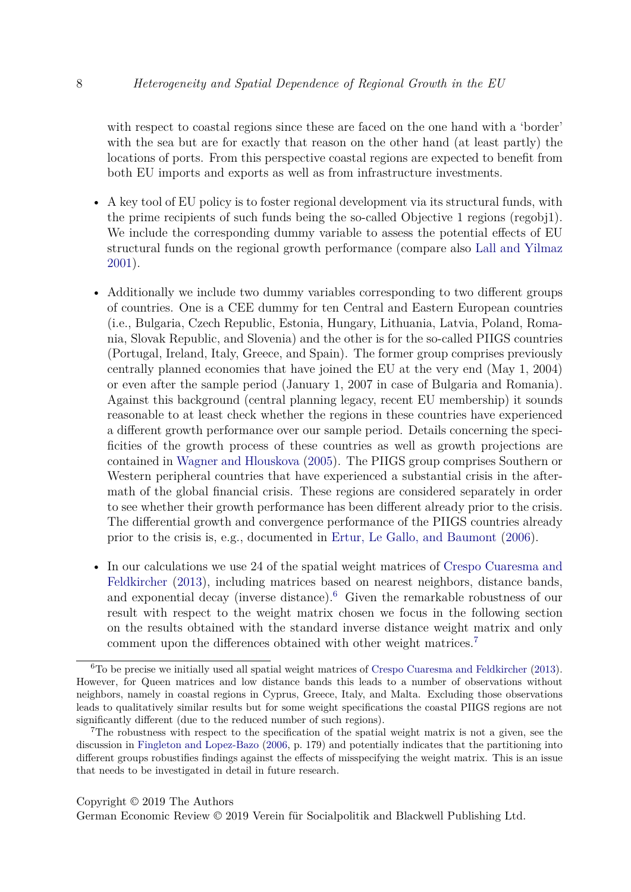with respect to coastal regions since these are faced on the one hand with a 'border' with the sea but are for exactly that reason on the other hand (at least partly) the locations of ports. From this perspective coastal regions are expected to benefit from both EU imports and exports as well as from infrastructure investments.

- A key tool of EU policy is to foster regional development via its structural funds, with the prime recipients of such funds being the so-called Objective 1 regions (regobj1). We include the corresponding dummy variable to assess the potential effects of EU structural funds on the regional growth performance (compare also Lall and Yilmaz 2001).

- Additionally we include two dummy variables corresponding to two different groups of countries. One is a CEE dummy for ten Central and Eastern European countries (i.e., Bulgaria, Czech Republic, Estonia, Hungary, Lithuania, Latvia, Poland, Romania, Slovak Republic, and Slovenia) and the other is for the so-called PIIGS countries (Portugal, Ireland, Italy, Greece, and Spain). The former group comprises previously centrally planned economies that have joined the EU at the very end (May 1, 2004) or even after the sample period (January 1, 2007 in case of Bulgaria and Romania). Against this background (central planning legacy, recent EU membership) it sounds reasonable to at least check whether the regions in these countries have experienced a different growth performance over our sample period. Details concerning the specificities of the growth process of these countries as well as growth projections are contained in Wagner and Hlouskova (2005). The PIIGS group comprises Southern or Western peripheral countries that have experienced a substantial crisis in the aftermath of the global financial crisis. These regions are considered separately in order to see whether their growth performance has been different already prior to the crisis. The differential growth and convergence performance of the PIIGS countries already prior to the crisis is, e.g., documented in Ertur, Le Gallo, and Baumont (2006).

- In our calculations we use 24 of the spatial weight matrices of Crespo Cuaresma and Feldkircher (2013), including matrices based on nearest neighbors, distance bands, and exponential decay (inverse distance).[6] Given the remarkable robustness of our result with respect to the weight matrix chosen we focus in the following section on the results obtained with the standard inverse distance weight matrix and only comment upon the differences obtained with other weight matrices.[7]

[6] To be precise we initially used all spatial weight matrices of Crespo Cuaresma and Feldkircher (2013). However, for Queen matrices and low distance bands this leads to a number of observations without neighbors, namely in coastal regions in Cyprus, Greece, Italy, and Malta. Excluding those observations leads to qualitatively similar results but for some weight specifications the coastal PIIGS regions are not significantly different (due to the reduced number of such regions).

[7] The robustness with respect to the specification of the spatial weight matrix is not a given, see the discussion in Fingleton and Lopez-Bazo (2006, p. 179) and potentially indicates that the partitioning into different groups robustifies findings against the effects of misspecifying the weight matrix. This is an issue that needs to be investigated in detail in future research.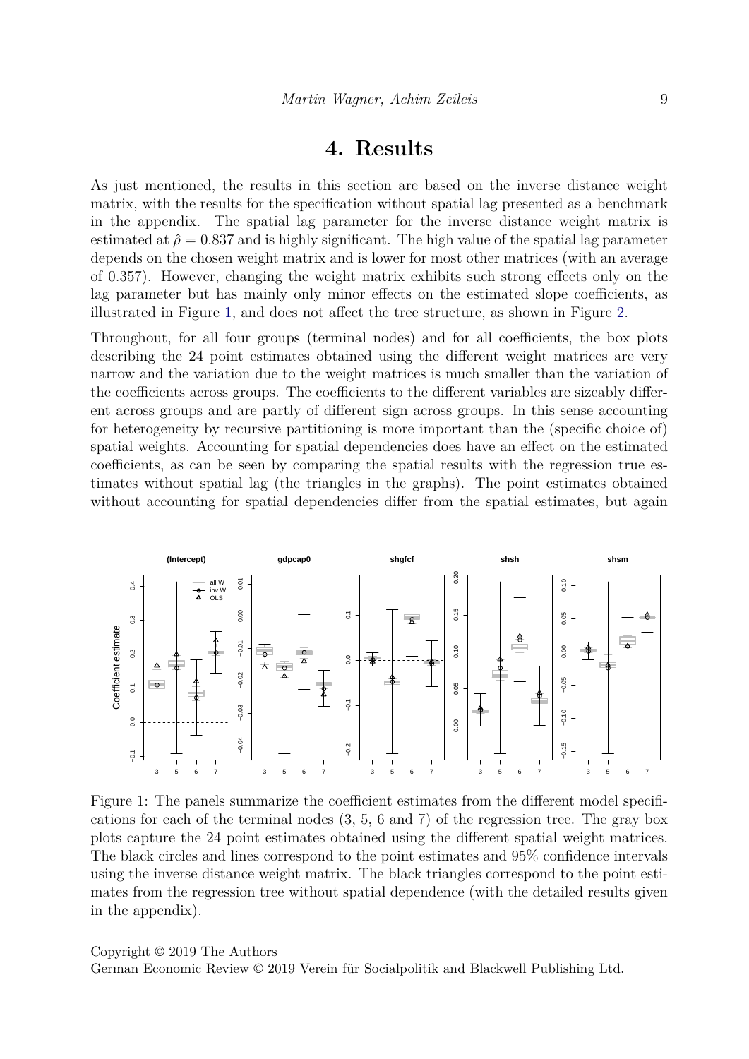# 4. Results

As just mentioned, the results in this section are based on the inverse distance weight matrix, with the results for the specification without spatial lag presented as a benchmark in the appendix. The spatial lag parameter for the inverse distance weight matrix is estimated at $\hat{\rho} = 0.837$ and is highly significant. The high value of the spatial lag parameter depends on the chosen weight matrix and is lower for most other matrices (with an average of 0.357). However, changing the weight matrix exhibits such strong effects only on the lag parameter but has mainly only minor effects on the estimated slope coefficients, as illustrated in Figure 1, and does not affect the tree structure, as shown in Figure 2.

Throughout, for all four groups (terminal nodes) and for all coefficients, the box plots describing the 24 point estimates obtained using the different weight matrices are very narrow and the variation due to the weight matrices is much smaller than the variation of the coefficients across groups. The coefficients to the different variables are sizeably different across groups and are partly of different sign across groups. In this sense accounting for heterogeneity by recursive partitioning is more important than the (specific choice of) spatial weights. Accounting for spatial dependencies does have an effect on the estimated coefficients, as can be seen by comparing the spatial results with the regression true estimates without spatial lag (the triangles in the graphs). The point estimates obtained without accounting for spatial dependencies differ from the spatial estimates, but again

Figure 1: The panels summarize the coefficient estimates from the different model specifications for each of the terminal nodes (3, 5, 6 and 7) of the regression tree. The gray box plots capture the 24 point estimates obtained using the different spatial weight matrices. The black circles and lines correspond to the point estimates and 95% confidence intervals using the inverse distance weight matrix. The black triangles correspond to the point estimates from the regression tree without spatial dependence (with the detailed results given in the appendix).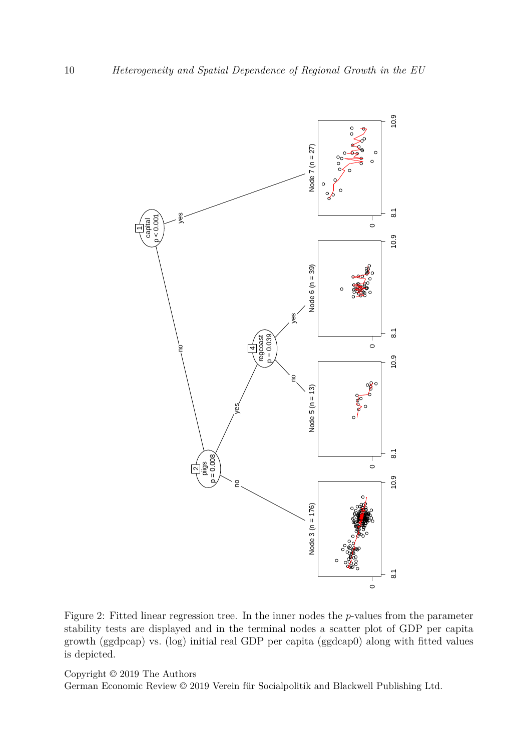Figure 2: Fitted linear regression tree. In the inner nodes the $p$-values from the parameter stability tests are displayed and in the terminal nodes a scatter plot of GDP per capita growth (ggdpcap) vs. (log) initial real GDP per capita (ggdcap0) along with fitted values is depicted.

Copyright © 2019 The Authors
German Economic Review © 2019 Verein für Socialpolitik and Blackwell Publishing Ltd.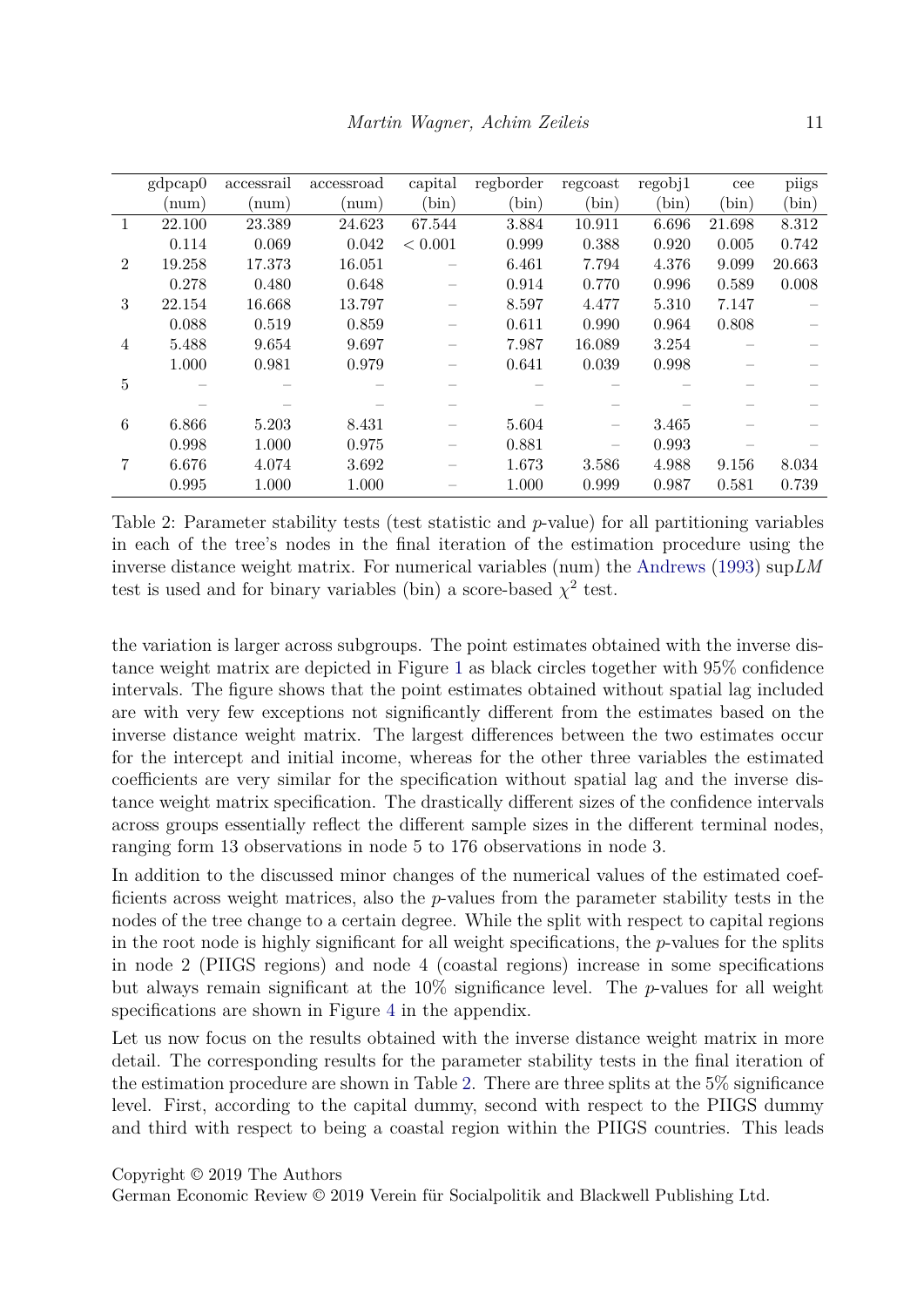| | gdpcap0 (num) | accessrail (num) | accessroad (num) | capital (bin) | regborder (bin) | regcoast (bin) | regobj1 (bin) | cee (bin) | piigs (bin) |
|---|---|---|---|---|---|---|---|---|---|
| 1 | 22.100 | 23.389 | 24.623 | 67.544 | 3.884 | 10.911 | 6.696 | 21.698 | 8.312 |
| | 0.114 | 0.069 | 0.042 | < 0.001 | 0.999 | 0.388 | 0.920 | 0.005 | 0.742 |
| 2 | 19.258 | 17.373 | 16.051 | – | 6.461 | 7.794 | 4.376 | 9.099 | 20.663 |
| | 0.278 | 0.480 | 0.648 | – | 0.914 | 0.770 | 0.996 | 0.589 | 0.008 |
| 3 | 22.154 | 16.668 | 13.797 | – | 8.597 | 4.477 | 5.310 | 7.147 | – |
| | 0.088 | 0.519 | 0.859 | – | 0.611 | 0.990 | 0.964 | 0.808 | – |
| 4 | 5.488 | 9.654 | 9.697 | – | 7.987 | 16.089 | 3.254 | – | – |
| | 1.000 | 0.981 | 0.979 | – | 0.641 | 0.039 | 0.998 | – | – |
| 5 | – | – | – | – | – | – | – | – | – |
| | – | – | – | – | – | – | – | – | – |
| 6 | 6.866 | 5.203 | 8.431 | – | 5.604 | – | 3.465 | – | – |
| | 0.998 | 1.000 | 0.975 | – | 0.881 | – | 0.993 | – | – |
| 7 | 6.676 | 4.074 | 3.692 | – | 1.673 | 3.586 | 4.988 | 9.156 | 8.034 |
| | 0.995 | 1.000 | 1.000 | – | 1.000 | 0.999 | 0.987 | 0.581 | 0.739 |

Table 2: Parameter stability tests (test statistic and $p$-value) for all partitioning variables in each of the tree's nodes in the final iteration of the estimation procedure using the inverse distance weight matrix. For numerical variables (num) the Andrews (1993) sup$LM$ test is used and for binary variables (bin) a score-based $\chi^2$ test.

the variation is larger across subgroups. The point estimates obtained with the inverse distance weight matrix are depicted in Figure 1 as black circles together with 95% confidence intervals. The figure shows that the point estimates obtained without spatial lag included are with very few exceptions not significantly different from the estimates based on the inverse distance weight matrix. The largest differences between the two estimates occur for the intercept and initial income, whereas for the other three variables the estimated coefficients are very similar for the specification without spatial lag and the inverse distance weight matrix specification. The drastically different sizes of the confidence intervals across groups essentially reflect the different sample sizes in the different terminal nodes, ranging form 13 observations in node 5 to 176 observations in node 3.

In addition to the discussed minor changes of the numerical values of the estimated coefficients across weight matrices, also the $p$-values from the parameter stability tests in the nodes of the tree change to a certain degree. While the split with respect to capital regions in the root node is highly significant for all weight specifications, the $p$-values for the splits in node 2 (PIIGS regions) and node 4 (coastal regions) increase in some specifications but always remain significant at the 10% significance level. The $p$-values for all weight specifications are shown in Figure 4 in the appendix.

Let us now focus on the results obtained with the inverse distance weight matrix in more detail. The corresponding results for the parameter stability tests in the final iteration of the estimation procedure are shown in Table 2. There are three splits at the 5% significance level. First, according to the capital dummy, second with respect to the PIIGS dummy and third with respect to being a coastal region within the PIIGS countries. This leads

Copyright © 2019 The Authors
German Economic Review © 2019 Verein für Socialpolitik and Blackwell Publishing Ltd.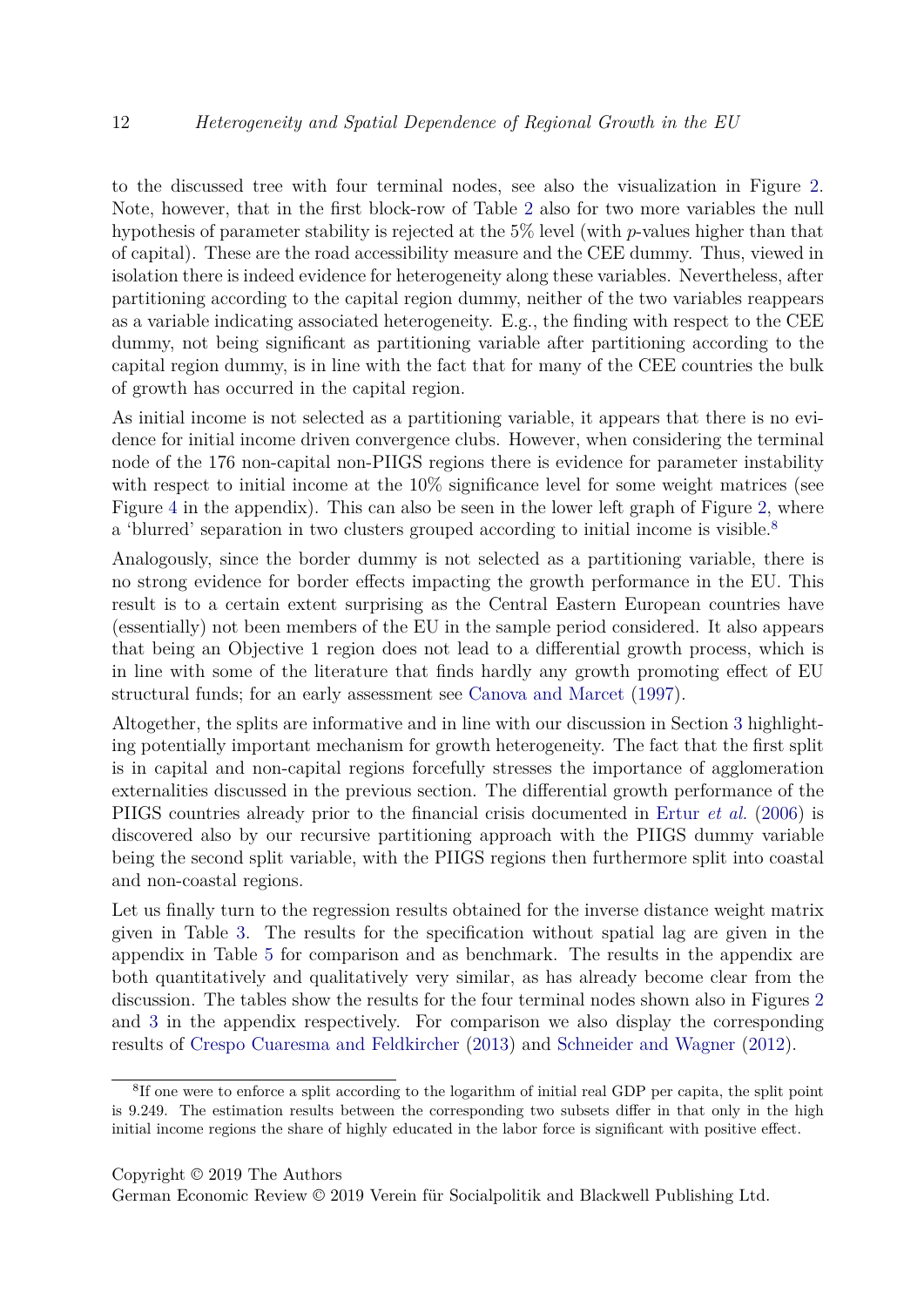to the discussed tree with four terminal nodes, see also the visualization in Figure 2. Note, however, that in the first block-row of Table 2 also for two more variables the null hypothesis of parameter stability is rejected at the 5% level (with $p$-values higher than that of capital). These are the road accessibility measure and the CEE dummy. Thus, viewed in isolation there is indeed evidence for heterogeneity along these variables. Nevertheless, after partitioning according to the capital region dummy, neither of the two variables reappears as a variable indicating associated heterogeneity. E.g., the finding with respect to the CEE dummy, not being significant as partitioning variable after partitioning according to the capital region dummy, is in line with the fact that for many of the CEE countries the bulk of growth has occurred in the capital region.

As initial income is not selected as a partitioning variable, it appears that there is no evidence for initial income driven convergence clubs. However, when considering the terminal node of the 176 non-capital non-PIIGS regions there is evidence for parameter instability with respect to initial income at the 10% significance level for some weight matrices (see Figure 4 in the appendix). This can also be seen in the lower left graph of Figure 2, where a 'blurred' separation in two clusters grouped according to initial income is visible.[8]

Analogously, since the border dummy is not selected as a partitioning variable, there is no strong evidence for border effects impacting the growth performance in the EU. This result is to a certain extent surprising as the Central Eastern European countries have (essentially) not been members of the EU in the sample period considered. It also appears that being an Objective 1 region does not lead to a differential growth process, which is in line with some of the literature that finds hardly any growth promoting effect of EU structural funds; for an early assessment see Canova and Marcet (1997).

Altogether, the splits are informative and in line with our discussion in Section 3 highlighting potentially important mechanism for growth heterogeneity. The fact that the first split is in capital and non-capital regions forcefully stresses the importance of agglomeration externalities discussed in the previous section. The differential growth performance of the PIIGS countries already prior to the financial crisis documented in Ertur *et al.* (2006) is discovered also by our recursive partitioning approach with the PIIGS dummy variable being the second split variable, with the PIIGS regions then furthermore split into coastal and non-coastal regions.

Let us finally turn to the regression results obtained for the inverse distance weight matrix given in Table 3. The results for the specification without spatial lag are given in the appendix in Table 5 for comparison and as benchmark. The results in the appendix are both quantitatively and qualitatively very similar, as has already become clear from the discussion. The tables show the results for the four terminal nodes shown also in Figures 2 and 3 in the appendix respectively. For comparison we also display the corresponding results of Crespo Cuaresma and Feldkircher (2013) and Schneider and Wagner (2012).

[8] If one were to enforce a split according to the logarithm of initial real GDP per capita, the split point is 9.249. The estimation results between the corresponding two subsets differ in that only in the high initial income regions the share of highly educated in the labor force is significant with positive effect.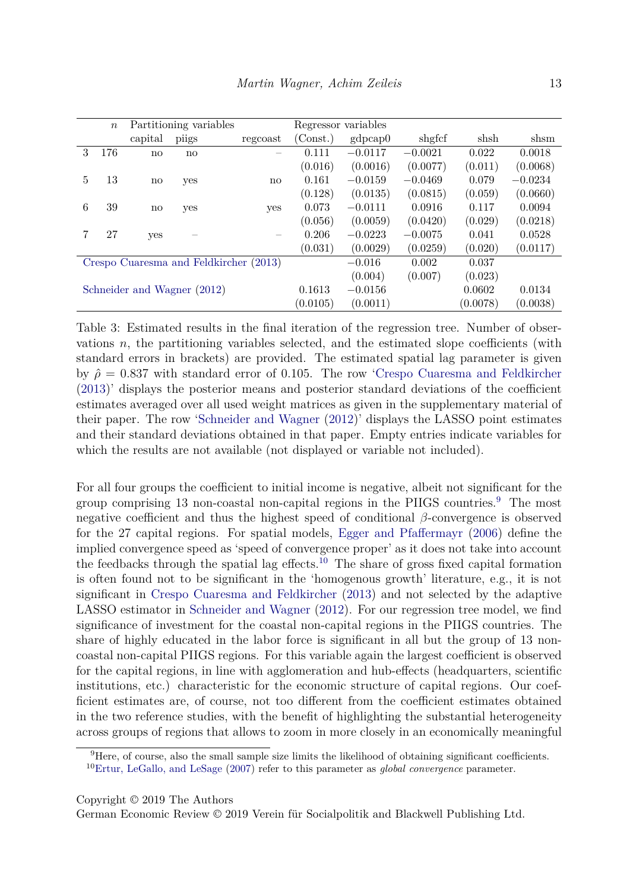| | $n$ | Partitioning variables | | | Regressor variables | | | | |
|---|---|---|---|---|---|---|---|---|---|
| | | capital | piigs | regcoast | (Const.) | gdpcap0 | shgfcf | shsh | shsm |
| 3 | 176 | no | no | – | 0.111 | −0.0117 | −0.0021 | 0.022 | 0.0018 |
| | | | | | (0.016) | (0.0016) | (0.0077) | (0.011) | (0.0068) |
| 5 | 13 | no | yes | no | 0.161 | −0.0159 | −0.0469 | 0.079 | −0.0234 |
| | | | | | (0.128) | (0.0135) | (0.0815) | (0.059) | (0.0660) |
| 6 | 39 | no | yes | yes | 0.073 | −0.0111 | 0.0916 | 0.117 | 0.0094 |
| | | | | | (0.056) | (0.0059) | (0.0420) | (0.029) | (0.0218) |
| 7 | 27 | yes | – | – | 0.206 | −0.0223 | −0.0075 | 0.041 | 0.0528 |
| | | | | | (0.031) | (0.0029) | (0.0259) | (0.020) | (0.0117) |
| Crespo Cuaresma and Feldkircher (2013) | | | | | | −0.016 | 0.002 | 0.037 | |
| | | | | | | (0.004) | (0.007) | (0.023) | |
| Schneider and Wagner (2012) | | | | | 0.1613 | −0.0156 | | 0.0602 | 0.0134 |
| | | | | | (0.0105) | (0.0011) | | (0.0078) | (0.0038) |

Table 3: Estimated results in the final iteration of the regression tree. Number of observations $n$, the partitioning variables selected, and the estimated slope coefficients (with standard errors in brackets) are provided. The estimated spatial lag parameter is given by $\hat{\rho} = 0.837$ with standard error of 0.105. The row 'Crespo Cuaresma and Feldkircher (2013)' displays the posterior means and posterior standard deviations of the coefficient estimates averaged over all used weight matrices as given in the supplementary material of their paper. The row 'Schneider and Wagner (2012)' displays the LASSO point estimates and their standard deviations obtained in that paper. Empty entries indicate variables for which the results are not available (not displayed or variable not included).

For all four groups the coefficient to initial income is negative, albeit not significant for the group comprising 13 non-coastal non-capital regions in the PIIGS countries.[9] The most negative coefficient and thus the highest speed of conditional $\beta$-convergence is observed for the 27 capital regions. For spatial models, Egger and Pfaffermayr (2006) define the implied convergence speed as 'speed of convergence proper' as it does not take into account the feedbacks through the spatial lag effects.[10] The share of gross fixed capital formation is often found not to be significant in the 'homogenous growth' literature, e.g., it is not significant in Crespo Cuaresma and Feldkircher (2013) and not selected by the adaptive LASSO estimator in Schneider and Wagner (2012). For our regression tree model, we find significance of investment for the coastal non-capital regions in the PIIGS countries. The share of highly educated in the labor force is significant in all but the group of 13 non-coastal non-capital PIIGS regions. For this variable again the largest coefficient is observed for the capital regions, in line with agglomeration and hub-effects (headquarters, scientific institutions, etc.) characteristic for the economic structure of capital regions. Our coefficient estimates are, of course, not too different from the coefficient estimates obtained in the two reference studies, with the benefit of highlighting the substantial heterogeneity across groups of regions that allows to zoom in more closely in an economically meaningful

[9] Here, of course, also the small sample size limits the likelihood of obtaining significant coefficients.

[10] Ertur, LeGallo, and LeSage (2007) refer to this parameter as *global convergence* parameter.

Copyright © 2019 The Authors
German Economic Review © 2019 Verein für Socialpolitik and Blackwell Publishing Ltd.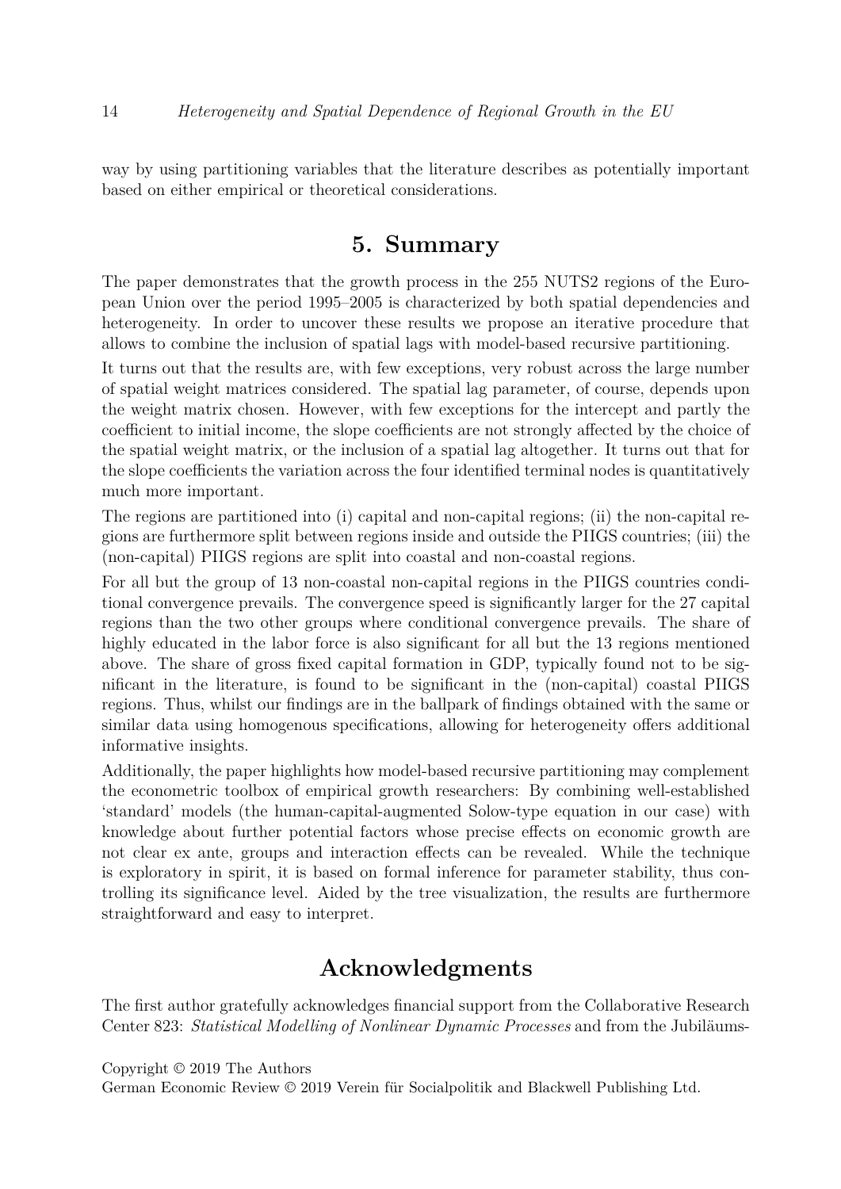way by using partitioning variables that the literature describes as potentially important based on either empirical or theoretical considerations.

## 5. Summary

The paper demonstrates that the growth process in the 255 NUTS2 regions of the European Union over the period 1995–2005 is characterized by both spatial dependencies and heterogeneity. In order to uncover these results we propose an iterative procedure that allows to combine the inclusion of spatial lags with model-based recursive partitioning.

It turns out that the results are, with few exceptions, very robust across the large number of spatial weight matrices considered. The spatial lag parameter, of course, depends upon the weight matrix chosen. However, with few exceptions for the intercept and partly the coefficient to initial income, the slope coefficients are not strongly affected by the choice of the spatial weight matrix, or the inclusion of a spatial lag altogether. It turns out that for the slope coefficients the variation across the four identified terminal nodes is quantitatively much more important.

The regions are partitioned into (i) capital and non-capital regions; (ii) the non-capital regions are furthermore split between regions inside and outside the PIIGS countries; (iii) the (non-capital) PIIGS regions are split into coastal and non-coastal regions.

For all but the group of 13 non-coastal non-capital regions in the PIIGS countries conditional convergence prevails. The convergence speed is significantly larger for the 27 capital regions than the two other groups where conditional convergence prevails. The share of highly educated in the labor force is also significant for all but the 13 regions mentioned above. The share of gross fixed capital formation in GDP, typically found not to be significant in the literature, is found to be significant in the (non-capital) coastal PIIGS regions. Thus, whilst our findings are in the ballpark of findings obtained with the same or similar data using homogenous specifications, allowing for heterogeneity offers additional informative insights.

Additionally, the paper highlights how model-based recursive partitioning may complement the econometric toolbox of empirical growth researchers: By combining well-established 'standard' models (the human-capital-augmented Solow-type equation in our case) with knowledge about further potential factors whose precise effects on economic growth are not clear ex ante, groups and interaction effects can be revealed. While the technique is exploratory in spirit, it is based on formal inference for parameter stability, thus controlling its significance level. Aided by the tree visualization, the results are furthermore straightforward and easy to interpret.

## Acknowledgments

The first author gratefully acknowledges financial support from the Collaborative Research Center 823: *Statistical Modelling of Nonlinear Dynamic Processes* and from the Jubiläums-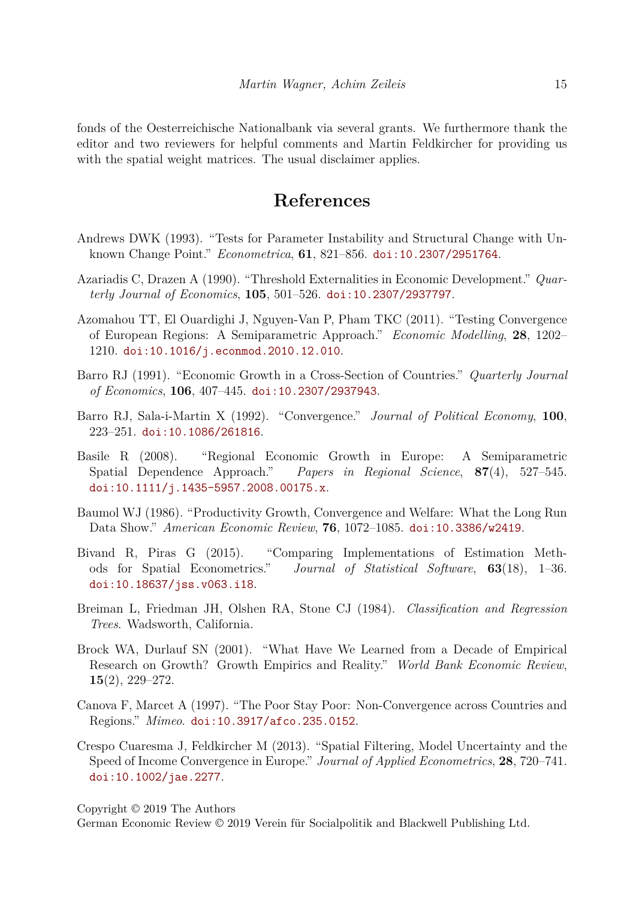fonds of the Oesterreichische Nationalbank via several grants. We furthermore thank the editor and two reviewers for helpful comments and Martin Feldkircher for providing us with the spatial weight matrices. The usual disclaimer applies.

## References

Andrews DWK (1993). "Tests for Parameter Instability and Structural Change with Unknown Change Point." *Econometrica*, **61**, 821–856. doi:10.2307/2951764.

Azariadis C, Drazen A (1990). "Threshold Externalities in Economic Development." *Quarterly Journal of Economics*, **105**, 501–526. doi:10.2307/2937797.

Azomahou TT, El Ouardighi J, Nguyen-Van P, Pham TKC (2011). "Testing Convergence of European Regions: A Semiparametric Approach." *Economic Modelling*, **28**, 1202–1210. doi:10.1016/j.econmod.2010.12.010.

Barro RJ (1991). "Economic Growth in a Cross-Section of Countries." *Quarterly Journal of Economics*, **106**, 407–445. doi:10.2307/2937943.

Barro RJ, Sala-i-Martin X (1992). "Convergence." *Journal of Political Economy*, **100**, 223–251. doi:10.1086/261816.

Basile R (2008). "Regional Economic Growth in Europe: A Semiparametric Spatial Dependence Approach." *Papers in Regional Science*, **87**(4), 527–545. doi:10.1111/j.1435-5957.2008.00175.x.

Baumol WJ (1986). "Productivity Growth, Convergence and Welfare: What the Long Run Data Show." *American Economic Review*, **76**, 1072–1085. doi:10.3386/w2419.

Bivand R, Piras G (2015). "Comparing Implementations of Estimation Methods for Spatial Econometrics." *Journal of Statistical Software*, **63**(18), 1–36. doi:10.18637/jss.v063.i18.

Breiman L, Friedman JH, Olshen RA, Stone CJ (1984). *Classification and Regression Trees*. Wadsworth, California.

Brock WA, Durlauf SN (2001). "What Have We Learned from a Decade of Empirical Research on Growth? Growth Empirics and Reality." *World Bank Economic Review*, **15**(2), 229–272.

Canova F, Marcet A (1997). "The Poor Stay Poor: Non-Convergence across Countries and Regions." *Mimeo*. doi:10.3917/afco.235.0152.

Crespo Cuaresma J, Feldkircher M (2013). "Spatial Filtering, Model Uncertainty and the Speed of Income Convergence in Europe." *Journal of Applied Econometrics*, **28**, 720–741. doi:10.1002/jae.2277.

Copyright © 2019 The Authors
German Economic Review © 2019 Verein für Socialpolitik and Blackwell Publishing Ltd.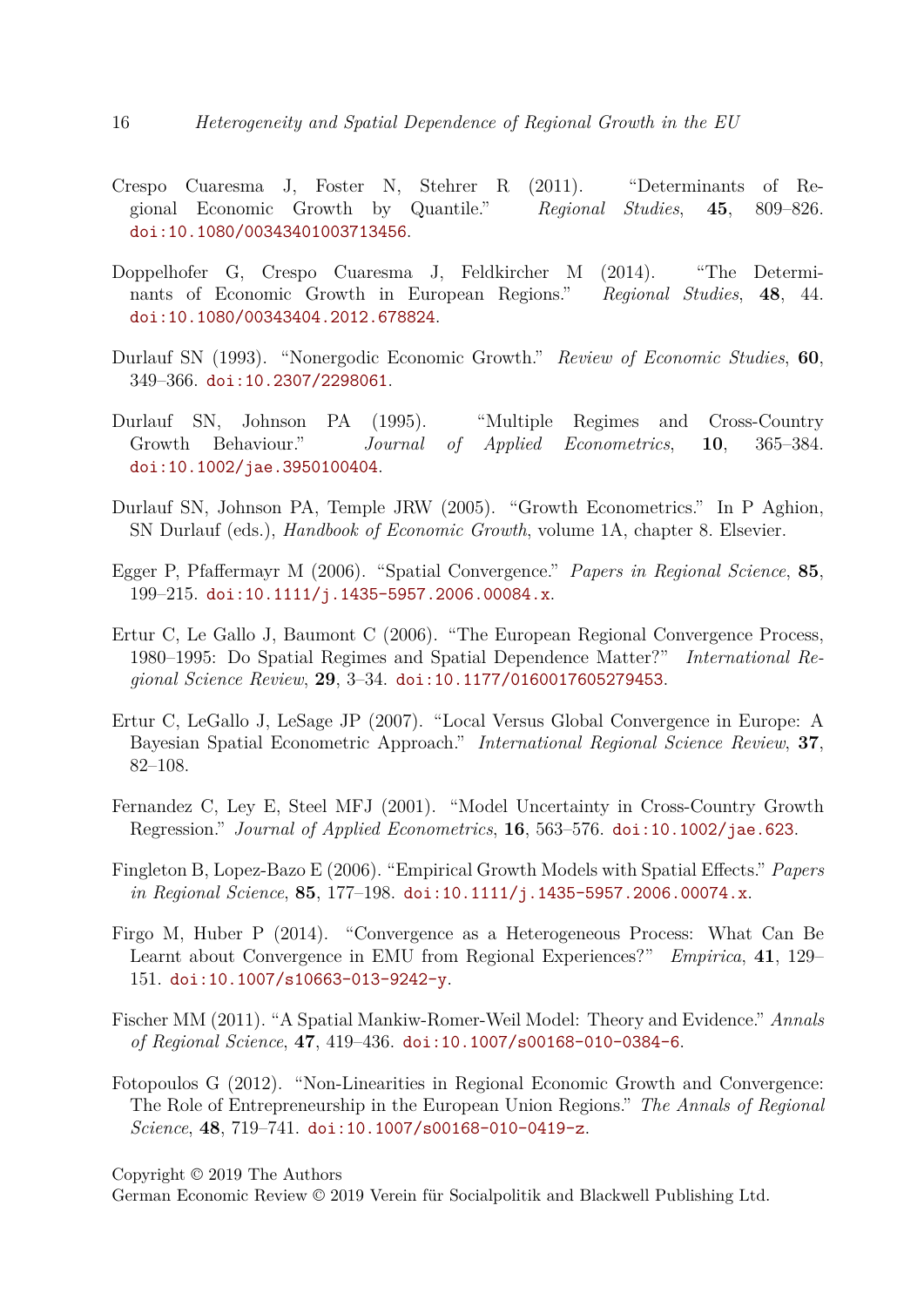Crespo Cuaresma J, Foster N, Stehrer R (2011). "Determinants of Regional Economic Growth by Quantile." *Regional Studies*, **45**, 809–826. doi:10.1080/00343401003713456.

Doppelhofer G, Crespo Cuaresma J, Feldkircher M (2014). "The Determinants of Economic Growth in European Regions." *Regional Studies*, **48**, 44. doi:10.1080/00343404.2012.678824.

Durlauf SN (1993). "Nonergodic Economic Growth." *Review of Economic Studies*, **60**, 349–366. doi:10.2307/2298061.

Durlauf SN, Johnson PA (1995). "Multiple Regimes and Cross-Country Growth Behaviour." *Journal of Applied Econometrics*, **10**, 365–384. doi:10.1002/jae.3950100404.

Durlauf SN, Johnson PA, Temple JRW (2005). "Growth Econometrics." In P Aghion, SN Durlauf (eds.), *Handbook of Economic Growth*, volume 1A, chapter 8. Elsevier.

Egger P, Pfaffermayr M (2006). "Spatial Convergence." *Papers in Regional Science*, **85**, 199–215. doi:10.1111/j.1435-5957.2006.00084.x.

Ertur C, Le Gallo J, Baumont C (2006). "The European Regional Convergence Process, 1980–1995: Do Spatial Regimes and Spatial Dependence Matter?" *International Regional Science Review*, **29**, 3–34. doi:10.1177/0160017605279453.

Ertur C, LeGallo J, LeSage JP (2007). "Local Versus Global Convergence in Europe: A Bayesian Spatial Econometric Approach." *International Regional Science Review*, **37**, 82–108.

Fernandez C, Ley E, Steel MFJ (2001). "Model Uncertainty in Cross-Country Growth Regression." *Journal of Applied Econometrics*, **16**, 563–576. doi:10.1002/jae.623.

Fingleton B, Lopez-Bazo E (2006). "Empirical Growth Models with Spatial Effects." *Papers in Regional Science*, **85**, 177–198. doi:10.1111/j.1435-5957.2006.00074.x.

Firgo M, Huber P (2014). "Convergence as a Heterogeneous Process: What Can Be Learnt about Convergence in EMU from Regional Experiences?" *Empirica*, **41**, 129–151. doi:10.1007/s10663-013-9242-y.

Fischer MM (2011). "A Spatial Mankiw-Romer-Weil Model: Theory and Evidence." *Annals of Regional Science*, **47**, 419–436. doi:10.1007/s00168-010-0384-6.

Fotopoulos G (2012). "Non-Linearities in Regional Economic Growth and Convergence: The Role of Entrepreneurship in the European Union Regions." *The Annals of Regional Science*, **48**, 719–741. doi:10.1007/s00168-010-0419-z.

Copyright © 2019 The Authors
German Economic Review © 2019 Verein für Socialpolitik and Blackwell Publishing Ltd.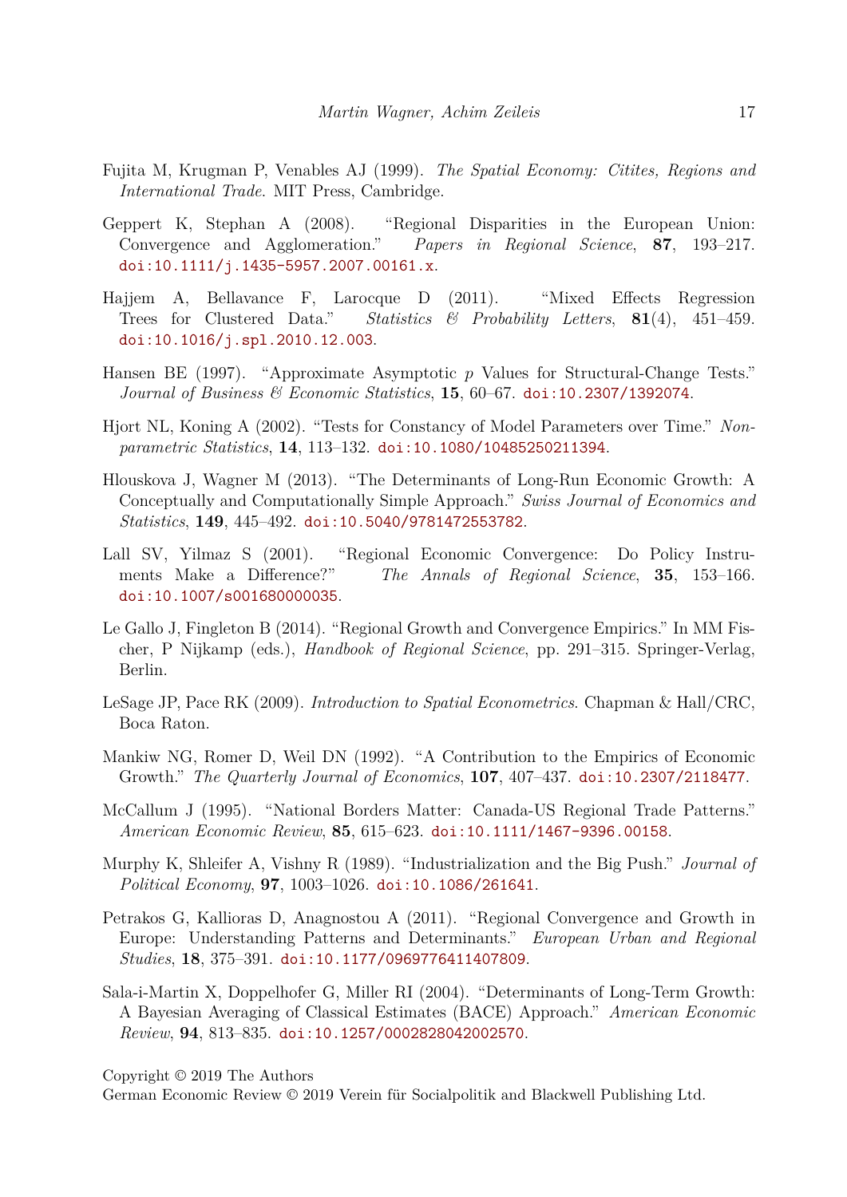Fujita M, Krugman P, Venables AJ (1999). *The Spatial Economy: Citites, Regions and International Trade*. MIT Press, Cambridge.

Geppert K, Stephan A (2008). "Regional Disparities in the European Union: Convergence and Agglomeration." *Papers in Regional Science*, **87**, 193–217. doi:10.1111/j.1435-5957.2007.00161.x.

Hajjem A, Bellavance F, Larocque D (2011). "Mixed Effects Regression Trees for Clustered Data." *Statistics & Probability Letters*, **81**(4), 451–459. doi:10.1016/j.spl.2010.12.003.

Hansen BE (1997). "Approximate Asymptotic $p$ Values for Structural-Change Tests." *Journal of Business & Economic Statistics*, **15**, 60–67. doi:10.2307/1392074.

Hjort NL, Koning A (2002). "Tests for Constancy of Model Parameters over Time." *Nonparametric Statistics*, **14**, 113–132. doi:10.1080/10485250211394.

Hlouskova J, Wagner M (2013). "The Determinants of Long-Run Economic Growth: A Conceptually and Computationally Simple Approach." *Swiss Journal of Economics and Statistics*, **149**, 445–492. doi:10.5040/9781472553782.

Lall SV, Yilmaz S (2001). "Regional Economic Convergence: Do Policy Instruments Make a Difference?" *The Annals of Regional Science*, **35**, 153–166. doi:10.1007/s001680000035.

Le Gallo J, Fingleton B (2014). "Regional Growth and Convergence Empirics." In MM Fischer, P Nijkamp (eds.), *Handbook of Regional Science*, pp. 291–315. Springer-Verlag, Berlin.

LeSage JP, Pace RK (2009). *Introduction to Spatial Econometrics*. Chapman & Hall/CRC, Boca Raton.

Mankiw NG, Romer D, Weil DN (1992). "A Contribution to the Empirics of Economic Growth." *The Quarterly Journal of Economics*, **107**, 407–437. doi:10.2307/2118477.

McCallum J (1995). "National Borders Matter: Canada-US Regional Trade Patterns." *American Economic Review*, **85**, 615–623. doi:10.1111/1467-9396.00158.

Murphy K, Shleifer A, Vishny R (1989). "Industrialization and the Big Push." *Journal of Political Economy*, **97**, 1003–1026. doi:10.1086/261641.

Petrakos G, Kallioras D, Anagnostou A (2011). "Regional Convergence and Growth in Europe: Understanding Patterns and Determinants." *European Urban and Regional Studies*, **18**, 375–391. doi:10.1177/0969776411407809.

Sala-i-Martin X, Doppelhofer G, Miller RI (2004). "Determinants of Long-Term Growth: A Bayesian Averaging of Classical Estimates (BACE) Approach." *American Economic Review*, **94**, 813–835. doi:10.1257/0002828042002570.

Copyright © 2019 The Authors
German Economic Review © 2019 Verein für Socialpolitik and Blackwell Publishing Ltd.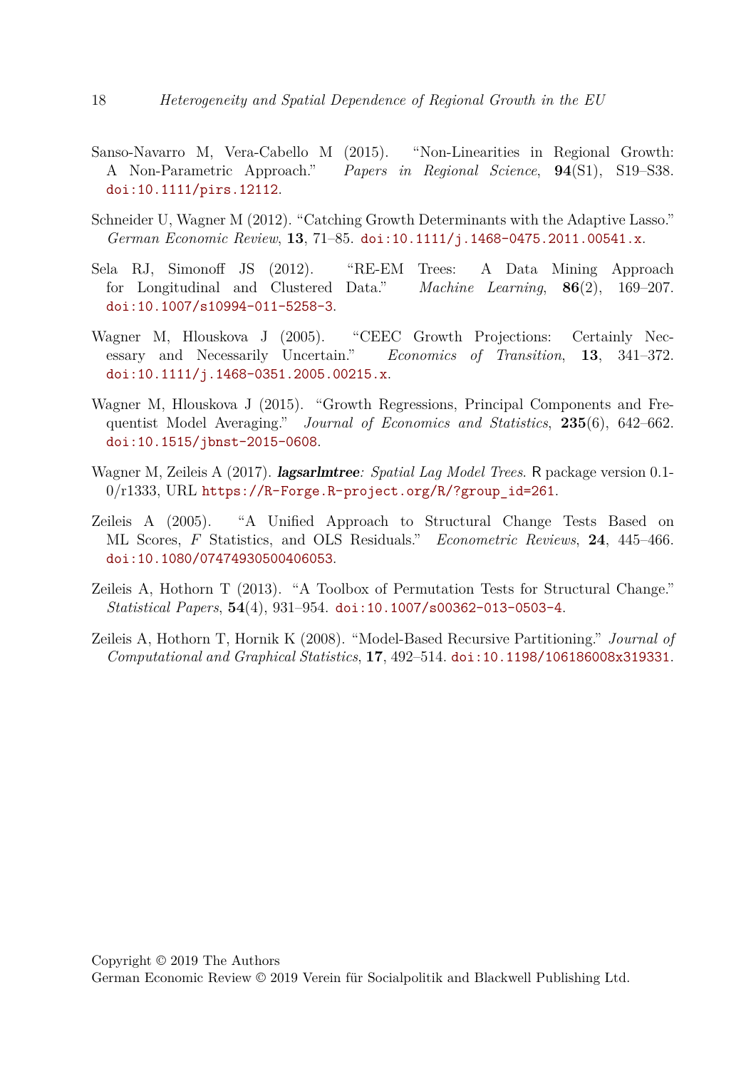Sanso-Navarro M, Vera-Cabello M (2015). "Non-Linearities in Regional Growth: A Non-Parametric Approach." *Papers in Regional Science*, **94**(S1), S19–S38. doi:10.1111/pirs.12112.

Schneider U, Wagner M (2012). "Catching Growth Determinants with the Adaptive Lasso." *German Economic Review*, **13**, 71–85. doi:10.1111/j.1468-0475.2011.00541.x.

Sela RJ, Simonoff JS (2012). "RE-EM Trees: A Data Mining Approach for Longitudinal and Clustered Data." *Machine Learning*, **86**(2), 169–207. doi:10.1007/s10994-011-5258-3.

Wagner M, Hlouskova J (2005). "CEEC Growth Projections: Certainly Necessary and Necessarily Uncertain." *Economics of Transition*, **13**, 341–372. doi:10.1111/j.1468-0351.2005.00215.x.

Wagner M, Hlouskova J (2015). "Growth Regressions, Principal Components and Frequentist Model Averaging." *Journal of Economics and Statistics*, **235**(6), 642–662. doi:10.1515/jbnst-2015-0608.

Wagner M, Zeileis A (2017). ***lagsarlmtree**: Spatial Lag Model Trees*. R package version 0.1-0/r1333, URL https://R-Forge.R-project.org/R/?group_id=261.

Zeileis A (2005). "A Unified Approach to Structural Change Tests Based on ML Scores, *F* Statistics, and OLS Residuals." *Econometric Reviews*, **24**, 445–466. doi:10.1080/07474930500406053.

Zeileis A, Hothorn T (2013). "A Toolbox of Permutation Tests for Structural Change." *Statistical Papers*, **54**(4), 931–954. doi:10.1007/s00362-013-0503-4.

Zeileis A, Hothorn T, Hornik K (2008). "Model-Based Recursive Partitioning." *Journal of Computational and Graphical Statistics*, **17**, 492–514. doi:10.1198/106186008x319331.

Copyright © 2019 The Authors
German Economic Review © 2019 Verein für Socialpolitik and Blackwell Publishing Ltd.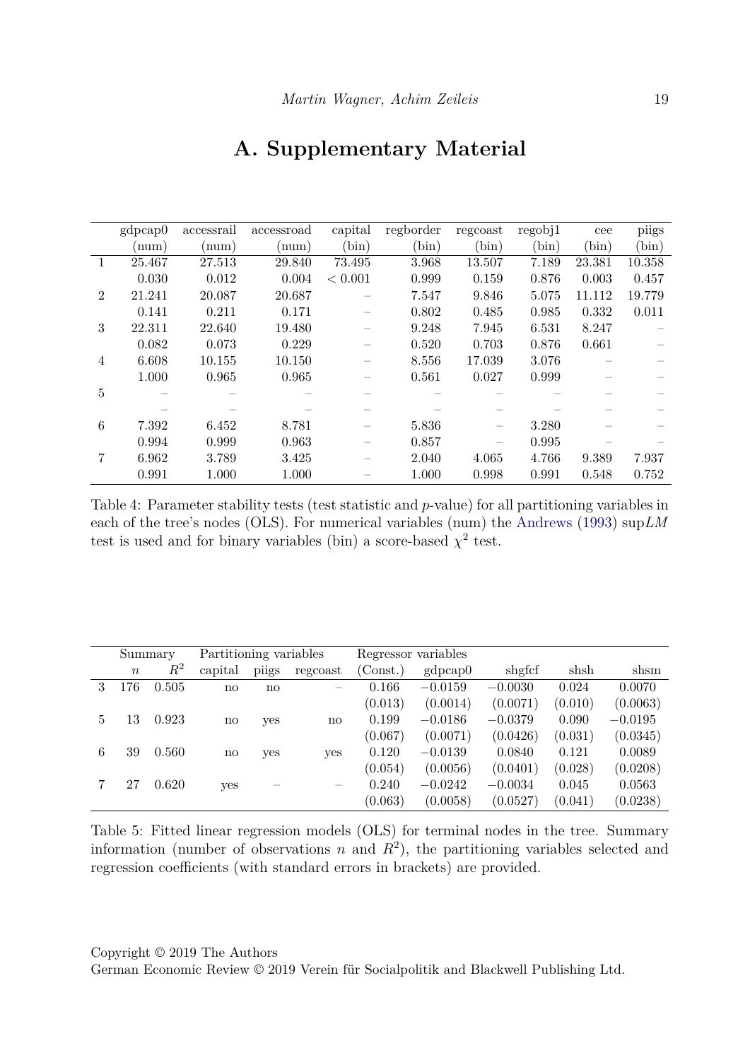# A. Supplementary Material

| | gdpcap0 (num) | accessrail (num) | accessroad (num) | capital (bin) | regborder (bin) | regcoast (bin) | regobj1 (bin) | cee (bin) | piigs (bin) |
|---|---|---|---|---|---|---|---|---|---|
| 1 | 25.467 | 27.513 | 29.840 | 73.495 | 3.968 | 13.507 | 7.189 | 23.381 | 10.358 |
| | 0.030 | 0.012 | 0.004 | < 0.001 | 0.999 | 0.159 | 0.876 | 0.003 | 0.457 |
| 2 | 21.241 | 20.087 | 20.687 | – | 7.547 | 9.846 | 5.075 | 11.112 | 19.779 |
| | 0.141 | 0.211 | 0.171 | – | 0.802 | 0.485 | 0.985 | 0.332 | 0.011 |
| 3 | 22.311 | 22.640 | 19.480 | – | 9.248 | 7.945 | 6.531 | 8.247 | – |
| | 0.082 | 0.073 | 0.229 | – | 0.520 | 0.703 | 0.876 | 0.661 | – |
| 4 | 6.608 | 10.155 | 10.150 | – | 8.556 | 17.039 | 3.076 | – | – |
| | 1.000 | 0.965 | 0.965 | – | 0.561 | 0.027 | 0.999 | – | – |
| 5 | – | – | – | – | – | – | – | – | – |
| | – | – | – | – | – | – | – | – | – |
| 6 | 7.392 | 6.452 | 8.781 | – | 5.836 | – | 3.280 | – | – |
| | 0.994 | 0.999 | 0.963 | – | 0.857 | – | 0.995 | – | – |
| 7 | 6.962 | 3.789 | 3.425 | – | 2.040 | 4.065 | 4.766 | 9.389 | 7.937 |
| | 0.991 | 1.000 | 1.000 | – | 1.000 | 0.998 | 0.991 | 0.548 | 0.752 |

Table 4: Parameter stability tests (test statistic and $p$-value) for all partitioning variables in each of the tree's nodes (OLS). For numerical variables (num) the Andrews (1993) sup$LM$ test is used and for binary variables (bin) a score-based $\chi^2$ test.

| | Summary | | Partitioning variables | | | Regressor variables | | | | |
|---|---|---|---|---|---|---|---|---|---|---|
| | $n$ | $R^2$ | capital | piigs | regcoast | (Const.) | gdpcap0 | shgfcf | shsh | shsm |
| 3 | 176 | 0.505 | no | no | – | 0.166 | $-0.0159$ | $-0.0030$ | 0.024 | 0.0070 |
| | | | | | | (0.013) | (0.0014) | (0.0071) | (0.010) | (0.0063) |
| 5 | 13 | 0.923 | no | yes | no | 0.199 | $-0.0186$ | $-0.0379$ | 0.090 | $-0.0195$ |
| | | | | | | (0.067) | (0.0071) | (0.0426) | (0.031) | (0.0345) |
| 6 | 39 | 0.560 | no | yes | yes | 0.120 | $-0.0139$ | 0.0840 | 0.121 | 0.0089 |
| | | | | | | (0.054) | (0.0056) | (0.0401) | (0.028) | (0.0208) |
| 7 | 27 | 0.620 | yes | – | – | 0.240 | $-0.0242$ | $-0.0034$ | 0.045 | 0.0563 |
| | | | | | | (0.063) | (0.0058) | (0.0527) | (0.041) | (0.0238) |

Table 5: Fitted linear regression models (OLS) for terminal nodes in the tree. Summary information (number of observations $n$ and $R^2$), the partitioning variables selected and regression coefficients (with standard errors in brackets) are provided.

Copyright © 2019 The Authors
German Economic Review © 2019 Verein für Socialpolitik and Blackwell Publishing Ltd.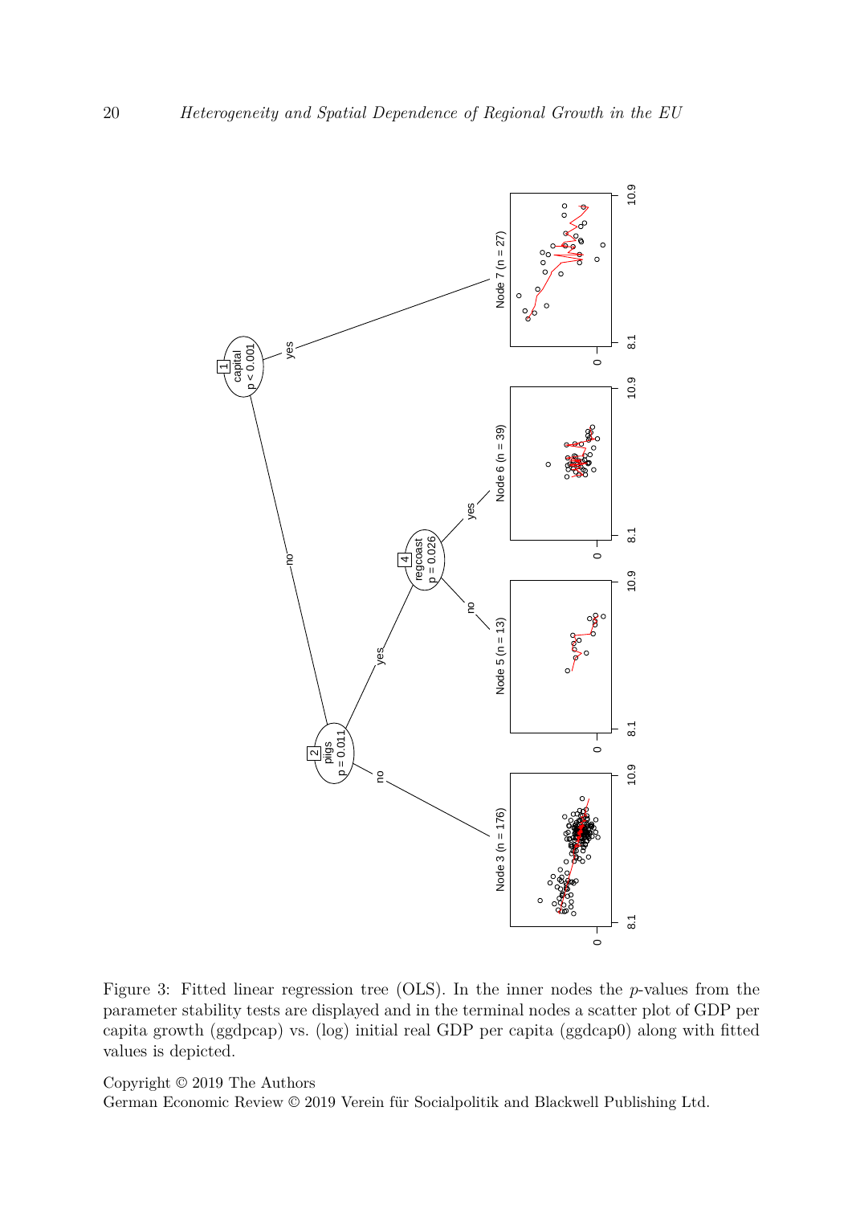Figure 3: Fitted linear regression tree (OLS). In the inner nodes the *p*-values from the parameter stability tests are displayed and in the terminal nodes a scatter plot of GDP per capita growth (ggdpcap) vs. (log) initial real GDP per capita (ggdcap0) along with fitted values is depicted.

Copyright © 2019 The Authors
German Economic Review © 2019 Verein für Socialpolitik and Blackwell Publishing Ltd.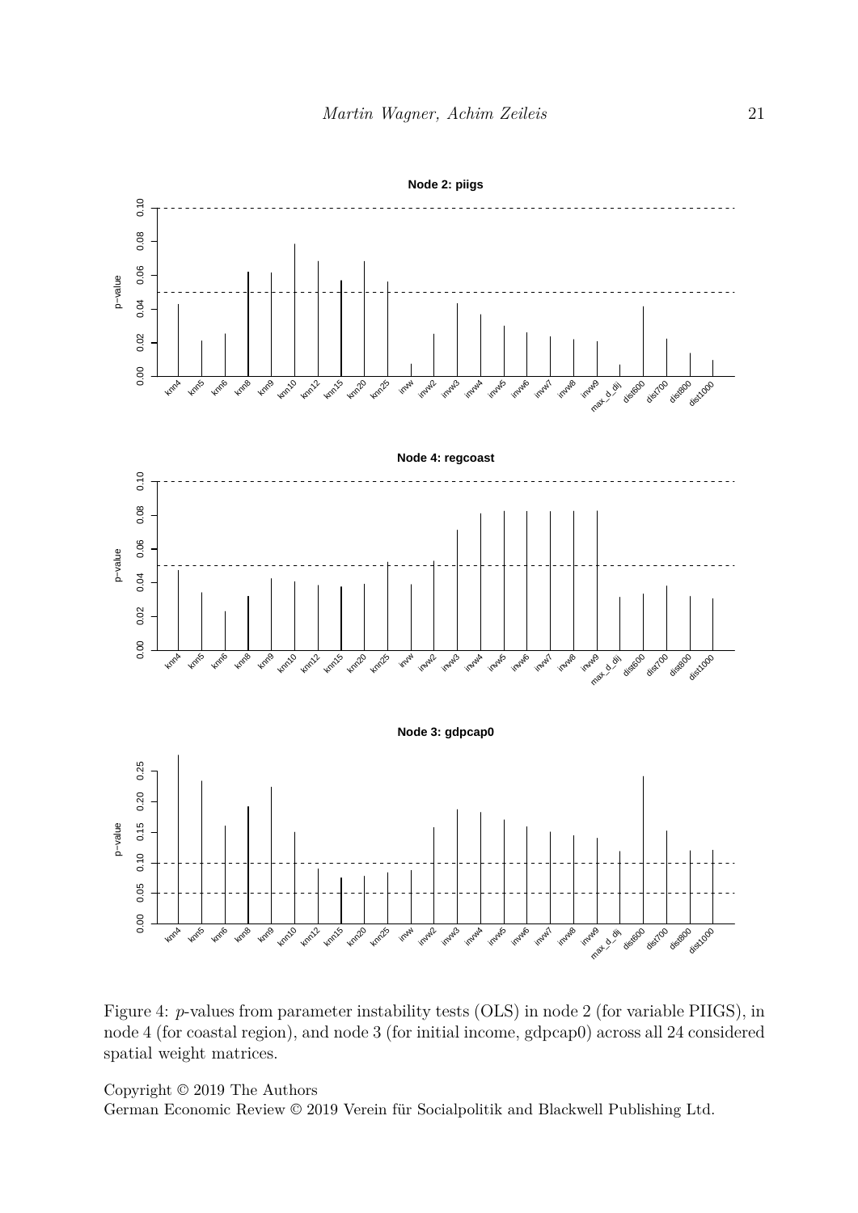Figure 4: $p$-values from parameter instability tests (OLS) in node 2 (for variable PIIGS), in node 4 (for coastal region), and node 3 (for initial income, gdpcap0) across all 24 considered spatial weight matrices.

Copyright © 2019 The Authors
German Economic Review © 2019 Verein für Socialpolitik and Blackwell Publishing Ltd.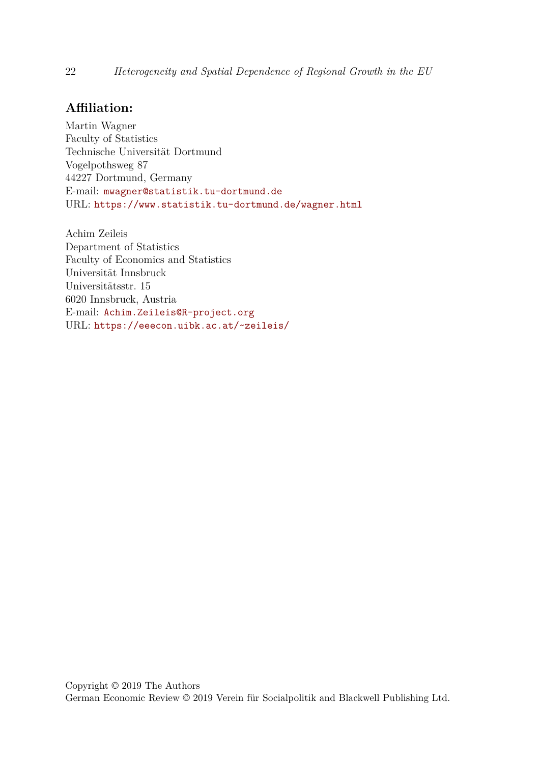## Affiliation:

Martin Wagner
Faculty of Statistics
Technische Universität Dortmund
Vogelpothsweg 87
44227 Dortmund, Germany
E-mail: mwagner@statistik.tu-dortmund.de
URL: https://www.statistik.tu-dortmund.de/wagner.html

Achim Zeileis
Department of Statistics
Faculty of Economics and Statistics
Universität Innsbruck
Universitätsstr. 15
6020 Innsbruck, Austria
E-mail: Achim.Zeileis@R-project.org
URL: https://eeecon.uibk.ac.at/~zeileis/

Copyright © 2019 The Authors
German Economic Review © 2019 Verein für Socialpolitik and Blackwell Publishing Ltd.